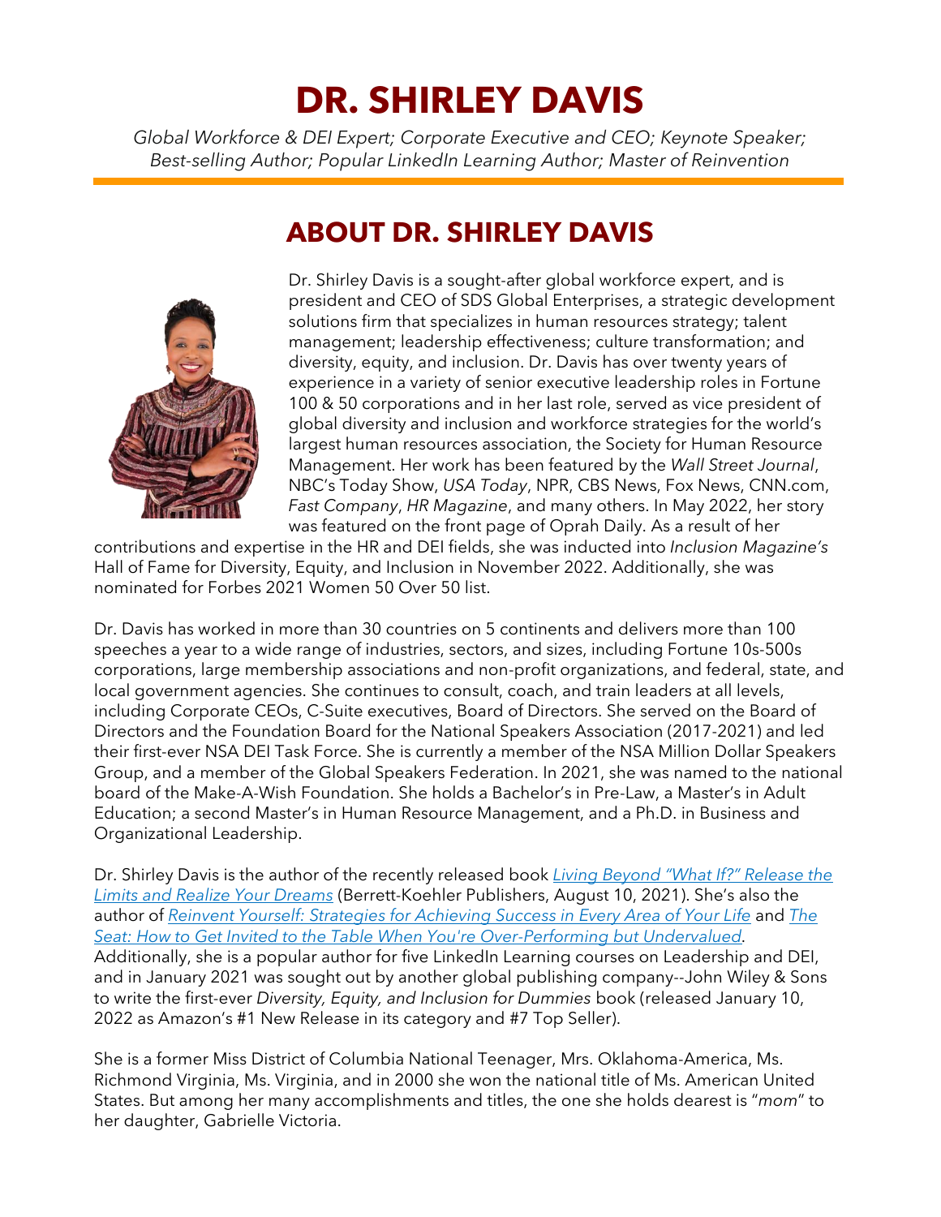# DR. SHIRLEY DAVIS

*Global Workforce & DEI Expert; Corporate Executive and CEO; Keynote Speaker; Best-selling Author; Popular LinkedIn Learning Author; Master of Reinvention*

## ABOUT DR. SHIRLEY DAVIS

Dr. Shirley Davis is a sought-after global workforce expert, and is president and CEO of SDS Global Enterprises, a strategic development solutions firm that specializes in human resources strategy; talent management; leadership effectiveness; culture transformation; and diversity, equity, and inclusion. Dr. Davis has over twenty years of experience in a variety of senior executive leadership roles in Fortune 100 & 50 corporations and in her last role, served as vice president of global diversity and inclusion and workforce strategies for the world's largest human resources association, the Society for Human Resource Management. Her work has been featured by the *Wall Street Journal*, NBC's Today Show, *USA Today*, NPR, CBS News, Fox News, CNN.com, *Fast Company*, *HR Magazine*, and many others. In May 2022, her story was featured on the front page of Oprah Daily. As a result of her contributions and expertise in the HR and DEI fields, she was inducted into *Inclusion Magazine's* Hall of Fame for Diversity, Equity, and Inclusion in November 2022. Additionally, she was nominated for Forbes 2021 Women 50 Over 50 list.

Dr. Davis has worked in more than 30 countries on 5 continents and delivers more than 100 speeches a year to a wide range of industries, sectors, and sizes, including Fortune 10s-500s corporations, large membership associations and non-profit organizations, and federal, state, and local government agencies. She continues to consult, coach, and train leaders at all levels, including Corporate CEOs, C-Suite executives, Board of Directors. She served on the Board of Directors and the Foundation Board for the National Speakers Association (2017-2021) and led their first-ever NSA DEI Task Force. She is currently a member of the NSA Million Dollar Speakers Group, and a member of the Global Speakers Federation. In 2021, she was named to the national board of the Make-A-Wish Foundation. She holds a Bachelor's in Pre-Law, a Master's in Adult Education; a second Master's in Human Resource Management, and a Ph.D. in Business and Organizational Leadership.

Dr. Shirley Davis is the author of the recently released book *Living Beyond "What If?" Release the Limits and Realize Your Dreams* (Berrett-Koehler Publishers, August 10, 2021). She's also the author of *Reinvent Yourself: Strategies for Achieving Success in Every Area of Your Life* and *The Seat: How to Get Invited to the Table When You're Over-Performing but Undervalued*. Additionally, she is a popular author for five LinkedIn Learning courses on Leadership and DEI, and in January 2021 was sought out by another global publishing company--John Wiley & Sons to write the first-ever *Diversity, Equity, and Inclusion for Dummies* book (released January 10, 2022 as Amazon's #1 New Release in its category and #7 Top Seller).

She is a former Miss District of Columbia National Teenager, Mrs. Oklahoma-America, Ms. Richmond Virginia, Ms. Virginia, and in 2000 she won the national title of Ms. American United States. But among her many accomplishments and titles, the one she holds dearest is "*mom*" to her daughter, Gabrielle Victoria.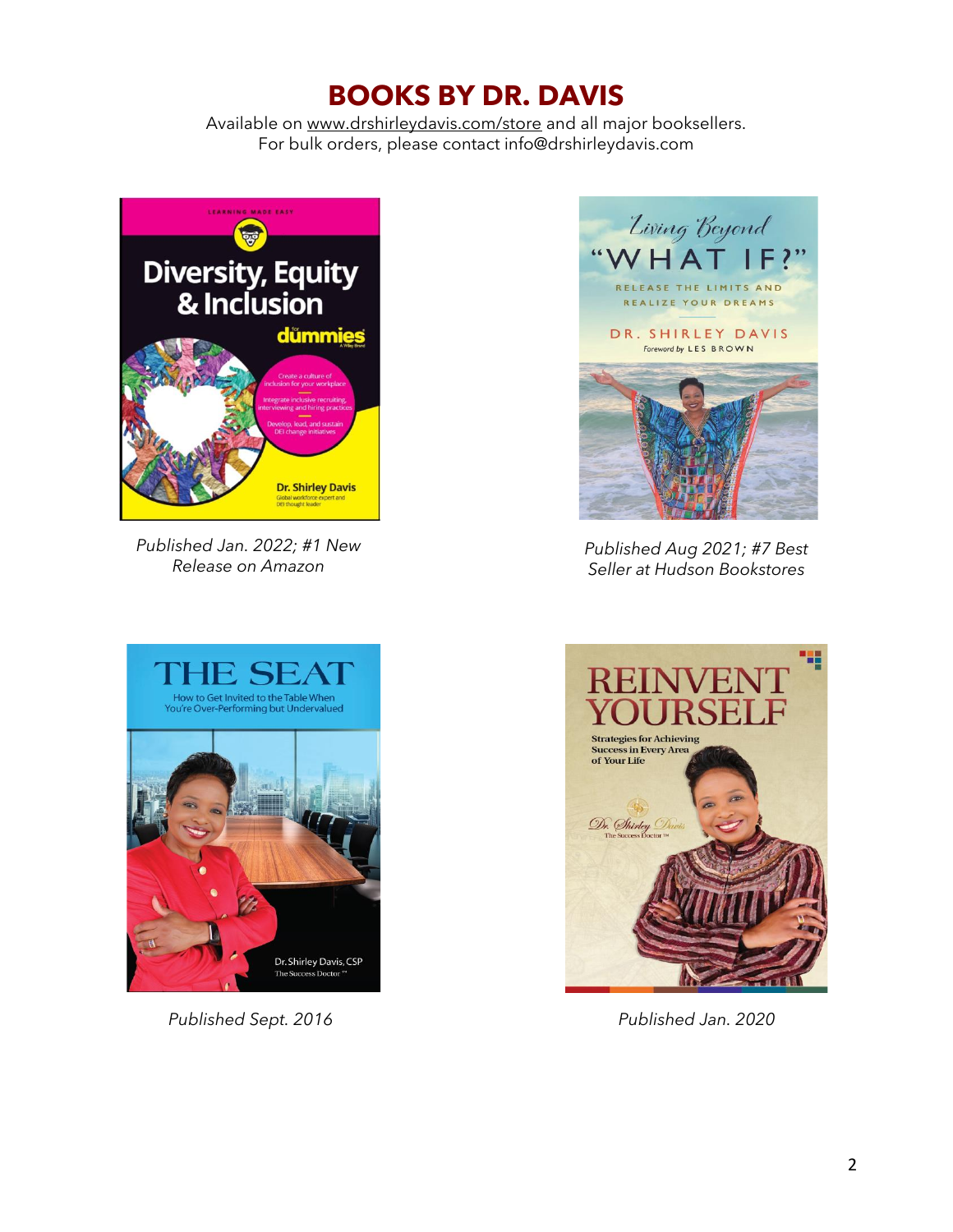# BOOKS BY DR. DAVIS

Available on www.drshirleydavis.com/store and all major booksellers.
For bulk orders, please contact info@drshirleydavis.com

*Published Jan. 2022; #1 New Release on Amazon*

*Published Aug 2021; #7 Best Seller at Hudson Bookstores*

*Published Sept. 2016*

*Published Jan. 2020*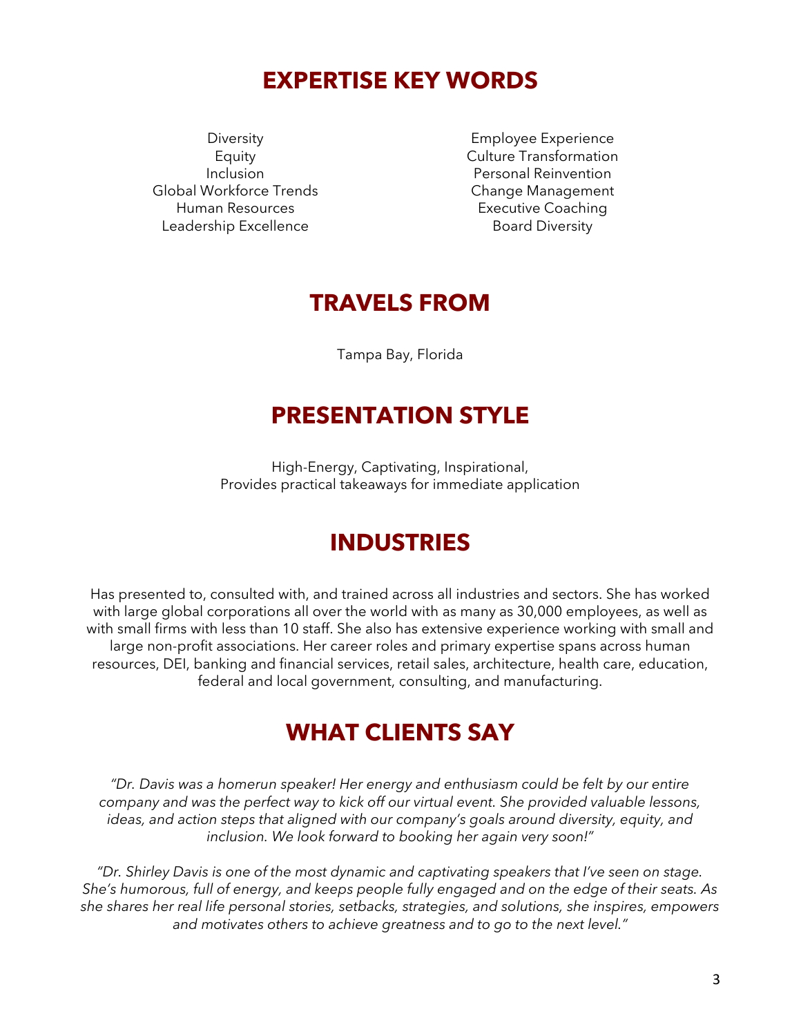## EXPERTISE KEY WORDS

Diversity
Equity
Inclusion
Global Workforce Trends
Human Resources
Leadership Excellence

Employee Experience
Culture Transformation
Personal Reinvention
Change Management
Executive Coaching
Board Diversity

## TRAVELS FROM

Tampa Bay, Florida

## PRESENTATION STYLE

High-Energy, Captivating, Inspirational,
Provides practical takeaways for immediate application

## INDUSTRIES

Has presented to, consulted with, and trained across all industries and sectors. She has worked with large global corporations all over the world with as many as 30,000 employees, as well as with small firms with less than 10 staff. She also has extensive experience working with small and large non-profit associations. Her career roles and primary expertise spans across human resources, DEI, banking and financial services, retail sales, architecture, health care, education, federal and local government, consulting, and manufacturing.

## WHAT CLIENTS SAY

*"Dr. Davis was a homerun speaker! Her energy and enthusiasm could be felt by our entire company and was the perfect way to kick off our virtual event. She provided valuable lessons, ideas, and action steps that aligned with our company's goals around diversity, equity, and inclusion. We look forward to booking her again very soon!"*

*"Dr. Shirley Davis is one of the most dynamic and captivating speakers that I've seen on stage. She's humorous, full of energy, and keeps people fully engaged and on the edge of their seats. As she shares her real life personal stories, setbacks, strategies, and solutions, she inspires, empowers and motivates others to achieve greatness and to go to the next level."*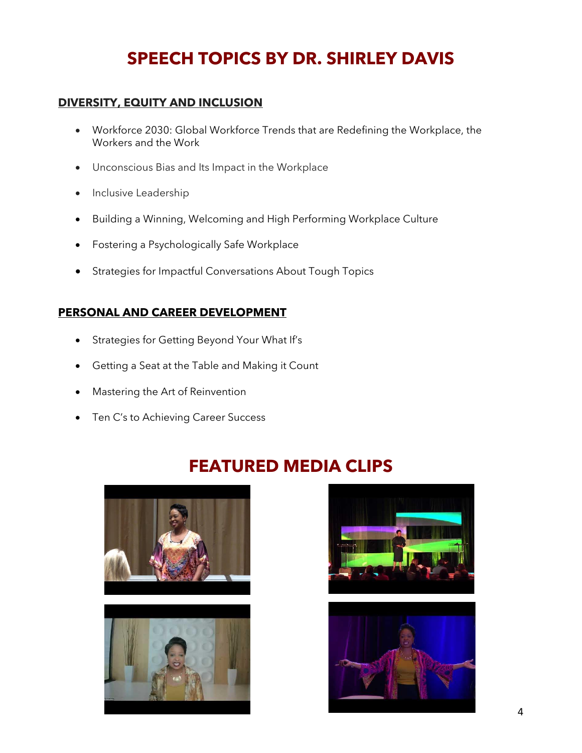# SPEECH TOPICS BY DR. SHIRLEY DAVIS

## DIVERSITY, EQUITY AND INCLUSION

- Workforce 2030: Global Workforce Trends that are Redefining the Workplace, the Workers and the Work
- Unconscious Bias and Its Impact in the Workplace
- Inclusive Leadership
- Building a Winning, Welcoming and High Performing Workplace Culture
- Fostering a Psychologically Safe Workplace
- Strategies for Impactful Conversations About Tough Topics

## PERSONAL AND CAREER DEVELOPMENT

- Strategies for Getting Beyond Your What If's
- Getting a Seat at the Table and Making it Count
- Mastering the Art of Reinvention
- Ten C's to Achieving Career Success

# FEATURED MEDIA CLIPS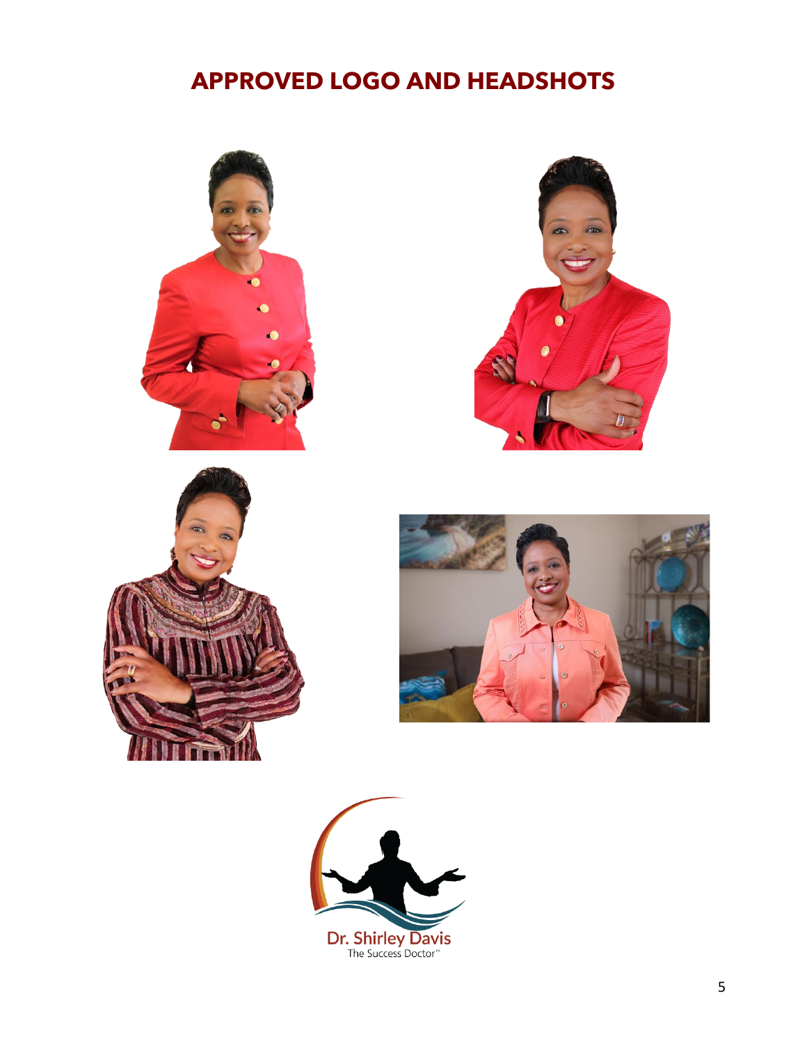# APPROVED LOGO AND HEADSHOTS

Dr. Shirley Davis
The Success Doctor™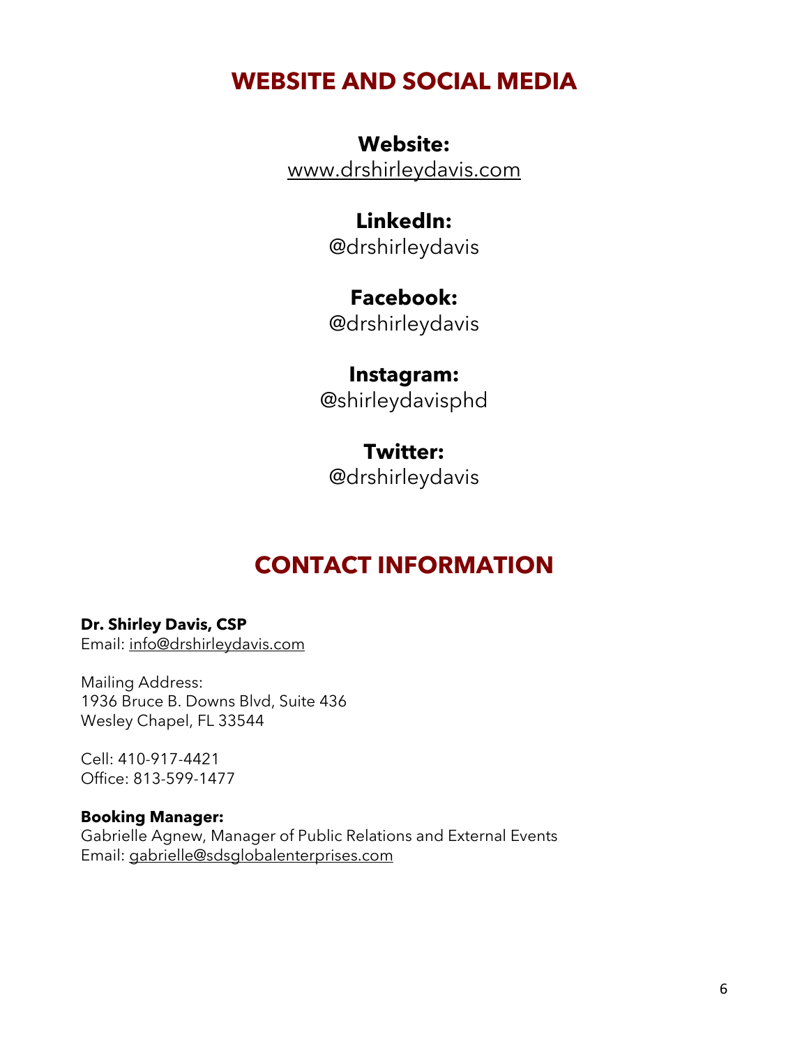## WEBSITE AND SOCIAL MEDIA

**Website:**
www.drshirleydavis.com

**LinkedIn:**
@drshirleydavis

**Facebook:**
@drshirleydavis

**Instagram:**
@shirleydavisphd

**Twitter:**
@drshirleydavis

## CONTACT INFORMATION

**Dr. Shirley Davis, CSP**
Email: info@drshirleydavis.com

Mailing Address:
1936 Bruce B. Downs Blvd, Suite 436
Wesley Chapel, FL 33544

Cell: 410-917-4421
Office: 813-599-1477

**Booking Manager:**
Gabrielle Agnew, Manager of Public Relations and External Events
Email: gabrielle@sdsglobalenterprises.com